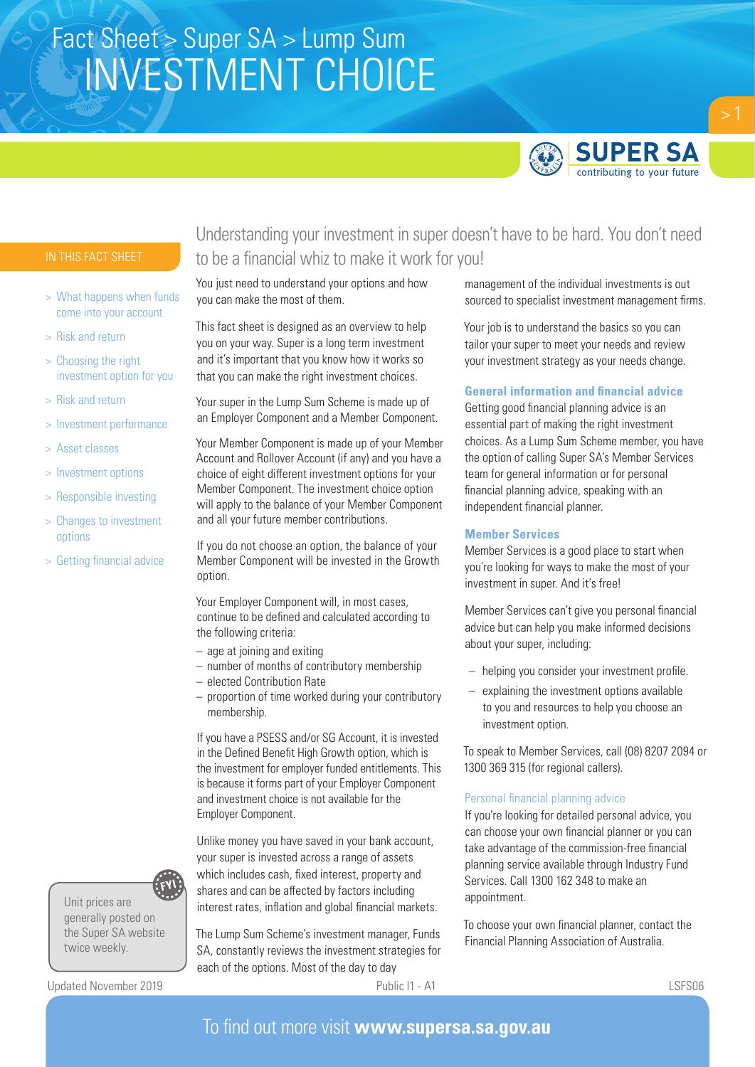# Fact Sheet > Super SA > Lump Sum
# INVESTMENT CHOICE

SUPER SA
contributing to your future

## IN THIS FACT SHEET

- > What happens when funds come into your account
- > Risk and return
- > Choosing the right investment option for you
- > Risk and return
- > Investment performance
- > Asset classes
- > Investment options
- > Responsible investing
- > Changes to investment options
- > Getting financial advice

## Understanding your investment in super doesn't have to be hard. You don't need to be a financial whiz to make it work for you!

You just need to understand your options and how you can make the most of them.

This fact sheet is designed as an overview to help you on your way. Super is a long term investment and it's important that you know how it works so that you can make the right investment choices.

Your super in the Lump Sum Scheme is made up of an Employer Component and a Member Component.

Your Member Component is made up of your Member Account and Rollover Account (if any) and you have a choice of eight different investment options for your Member Component. The investment choice option will apply to the balance of your Member Component and all your future member contributions.

If you do not choose an option, the balance of your Member Component will be invested in the Growth option.

Your Employer Component will, in most cases, continue to be defined and calculated according to the following criteria:

- age at joining and exiting
- number of months of contributory membership
- elected Contribution Rate
- proportion of time worked during your contributory membership.

If you have a PSESS and/or SG Account, it is invested in the Defined Benefit High Growth option, which is the investment for employer funded entitlements. This is because it forms part of your Employer Component and investment choice is not available for the Employer Component.

Unlike money you have saved in your bank account, your super is invested across a range of assets which includes cash, fixed interest, property and shares and can be affected by factors including interest rates, inflation and global financial markets.

The Lump Sum Scheme's investment manager, Funds SA, constantly reviews the investment strategies for each of the options. Most of the day to day management of the individual investments is out sourced to specialist investment management firms.

Your job is to understand the basics so you can tailor your super to meet your needs and review your investment strategy as your needs change.

### General information and financial advice

Getting good financial planning advice is an essential part of making the right investment choices. As a Lump Sum Scheme member, you have the option of calling Super SA's Member Services team for general information or for personal financial planning advice, speaking with an independent financial planner.

### Member Services

Member Services is a good place to start when you're looking for ways to make the most of your investment in super. And it's free!

Member Services can't give you personal financial advice but can help you make informed decisions about your super, including:

- helping you consider your investment profile.
- explaining the investment options available to you and resources to help you choose an investment option.

To speak to Member Services, call (08) 8207 2094 or 1300 369 315 (for regional callers).

### Personal financial planning advice

If you're looking for detailed personal advice, you can choose your own financial planner or you can take advantage of the commission-free financial planning service available through Industry Fund Services. Call 1300 162 348 to make an appointment.

To choose your own financial planner, contact the Financial Planning Association of Australia.

**FYI**
Unit prices are generally posted on the Super SA website twice weekly.

Updated November 2019 | Public I1 - A1 | LSFS06

To find out more visit **www.supersa.sa.gov.au**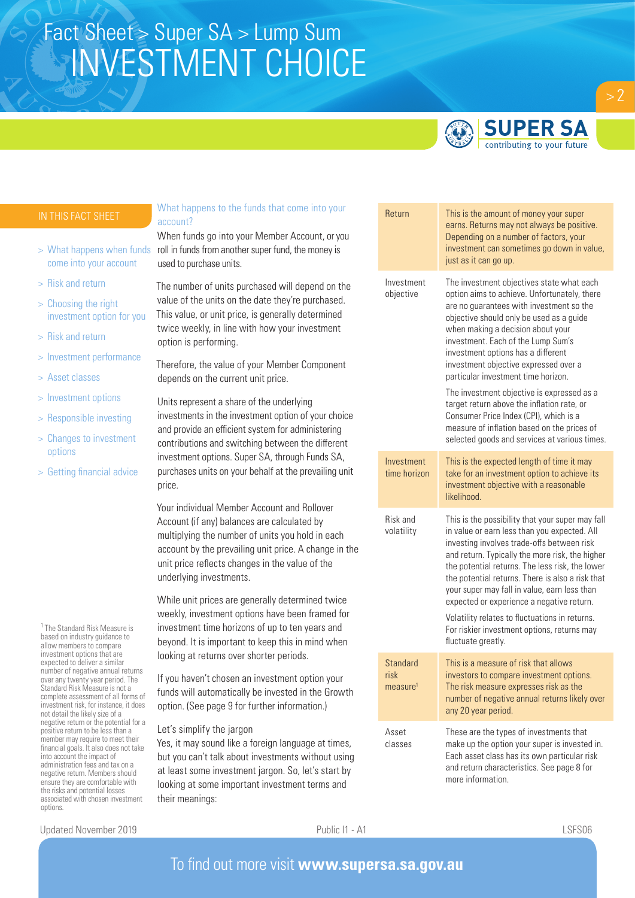# Fact Sheet > Super SA > Lump Sum
# INVESTMENT CHOICE

## IN THIS FACT SHEET

- > What happens when funds come into your account
- > Risk and return
- > Choosing the right investment option for you
- > Risk and return
- > Investment performance
- > Asset classes
- > Investment options
- > Responsible investing
- > Changes to investment options
- > Getting financial advice

## What happens to the funds that come into your account?

When funds go into your Member Account, or you roll in funds from another super fund, the money is used to purchase units.

The number of units purchased will depend on the value of the units on the date they're purchased. This value, or unit price, is generally determined twice weekly, in line with how your investment option is performing.

Therefore, the value of your Member Component depends on the current unit price.

Units represent a share of the underlying investments in the investment option of your choice and provide an efficient system for administering contributions and switching between the different investment options. Super SA, through Funds SA, purchases units on your behalf at the prevailing unit price.

Your individual Member Account and Rollover Account (if any) balances are calculated by multiplying the number of units you hold in each account by the prevailing unit price. A change in the unit price reflects changes in the value of the underlying investments.

While unit prices are generally determined twice weekly, investment options have been framed for investment time horizons of up to ten years and beyond. It is important to keep this in mind when looking at returns over shorter periods.

If you haven't chosen an investment option your funds will automatically be invested in the Growth option. (See page 9 for further information.)

## Let's simplify the jargon

Yes, it may sound like a foreign language at times, but you can't talk about investments without using at least some investment jargon. So, let's start by looking at some important investment terms and their meanings:

| Term | Meaning |
|---|---|
| Return | This is the amount of money your super earns. Returns may not always be positive. Depending on a number of factors, your investment can sometimes go down in value, just as it can go up. |
| Investment objective | The investment objectives state what each option aims to achieve. Unfortunately, there are no guarantees with investment so the objective should only be used as a guide when making a decision about your investment. Each of the Lump Sum's investment options has a different investment objective expressed over a particular investment time horizon.<br><br>The investment objective is expressed as a target return above the inflation rate, or Consumer Price Index (CPI), which is a measure of inflation based on the prices of selected goods and services at various times. |
| Investment time horizon | This is the expected length of time it may take for an investment option to achieve its investment objective with a reasonable likelihood. |
| Risk and volatility | This is the possibility that your super may fall in value or earn less than you expected. All investing involves trade-offs between risk and return. Typically the more risk, the higher the potential returns. The less risk, the lower the potential returns. There is also a risk that your super may fall in value, earn less than expected or experience a negative return.<br><br>Volatility relates to fluctuations in returns. For riskier investment options, returns may fluctuate greatly. |
| Standard risk measure[1] | This is a measure of risk that allows investors to compare investment options. The risk measure expresses risk as the number of negative annual returns likely over any 20 year period. |
| Asset classes | These are the types of investments that make up the option your super is invested in. Each asset class has its own particular risk and return characteristics. See page 8 for more information. |

[1] The Standard Risk Measure is based on industry guidance to allow members to compare investment options that are expected to deliver a similar number of negative annual returns over any twenty year period. The Standard Risk Measure is not a complete assessment of all forms of investment risk, for instance, it does not detail the likely size of a negative return or the potential for a positive return to be less than a member may require to meet their financial goals. It also does not take into account the impact of administration fees and tax on a negative return. Members should ensure they are comfortable with the risks and potential losses associated with chosen investment options.

Updated November 2019 | Public I1 - A1 | LSFS06

To find out more visit **www.supersa.sa.gov.au**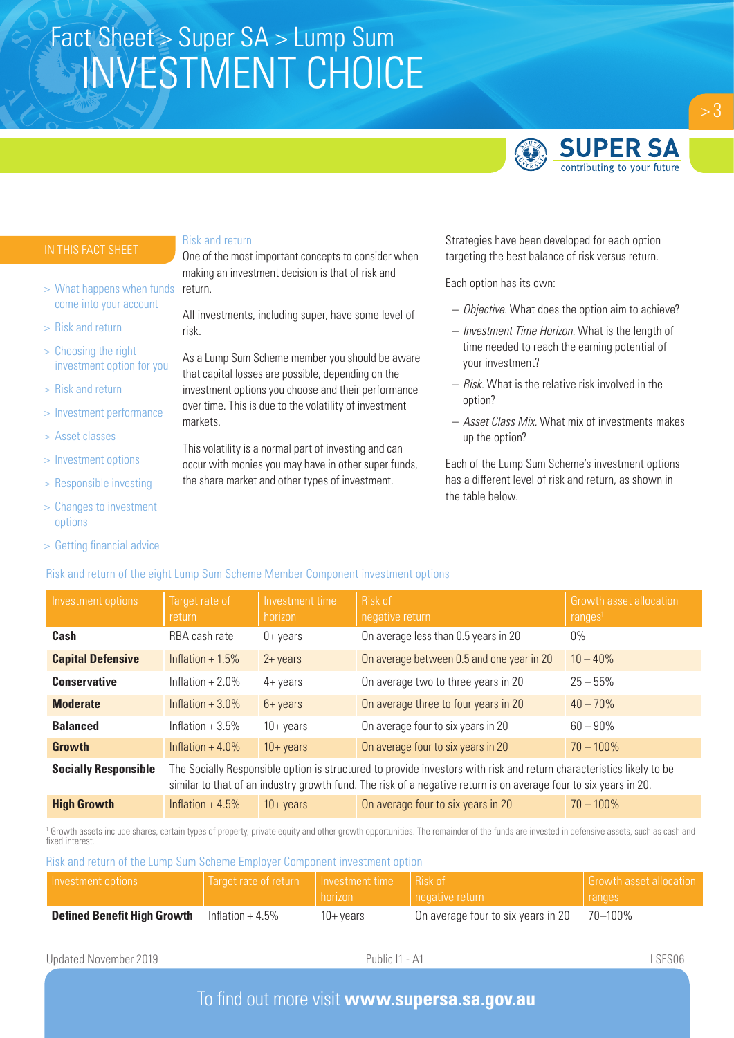# Fact Sheet > Super SA > Lump Sum
# INVESTMENT CHOICE

IN THIS FACT SHEET

- > What happens when funds come into your account
- > Risk and return
- > Choosing the right investment option for you
- > Risk and return
- > Investment performance
- > Asset classes
- > Investment options
- > Responsible investing
- > Changes to investment options
- > Getting financial advice

## Risk and return

One of the most important concepts to consider when making an investment decision is that of risk and return.

All investments, including super, have some level of risk.

As a Lump Sum Scheme member you should be aware that capital losses are possible, depending on the investment options you choose and their performance over time. This is due to the volatility of investment markets.

This volatility is a normal part of investing and can occur with monies you may have in other super funds, the share market and other types of investment.

Strategies have been developed for each option targeting the best balance of risk versus return.

Each option has its own:

- *Objective.* What does the option aim to achieve?
- *Investment Time Horizon.* What is the length of time needed to reach the earning potential of your investment?
- *Risk.* What is the relative risk involved in the option?
- *Asset Class Mix.* What mix of investments makes up the option?

Each of the Lump Sum Scheme's investment options has a different level of risk and return, as shown in the table below.

### Risk and return of the eight Lump Sum Scheme Member Component investment options

| Investment options | Target rate of return | Investment time horizon | Risk of negative return | Growth asset allocation ranges[1] |
|---|---|---|---|---|
| **Cash** | RBA cash rate | 0+ years | On average less than 0.5 years in 20 | 0% |
| **Capital Defensive** | Inflation + 1.5% | 2+ years | On average between 0.5 and one year in 20 | 10 – 40% |
| **Conservative** | Inflation + 2.0% | 4+ years | On average two to three years in 20 | 25 – 55% |
| **Moderate** | Inflation + 3.0% | 6+ years | On average three to four years in 20 | 40 – 70% |
| **Balanced** | Inflation + 3.5% | 10+ years | On average four to six years in 20 | 60 – 90% |
| **Growth** | Inflation + 4.0% | 10+ years | On average four to six years in 20 | 70 – 100% |
| **Socially Responsible** | The Socially Responsible option is structured to provide investors with risk and return characteristics likely to be similar to that of an industry growth fund. The risk of a negative return is on average four to six years in 20. | | | |
| **High Growth** | Inflation + 4.5% | 10+ years | On average four to six years in 20 | 70 – 100% |

[1] Growth assets include shares, certain types of property, private equity and other growth opportunities. The remainder of the funds are invested in defensive assets, such as cash and fixed interest.

### Risk and return of the Lump Sum Scheme Employer Component investment option

| Investment options | Target rate of return | Investment time horizon | Risk of negative return | Growth asset allocation ranges |
|---|---|---|---|---|
| **Defined Benefit High Growth** | Inflation + 4.5% | 10+ years | On average four to six years in 20 | 70–100% |

Updated November 2019 | Public I1 - A1 | LSFS06

To find out more visit **www.supersa.sa.gov.au**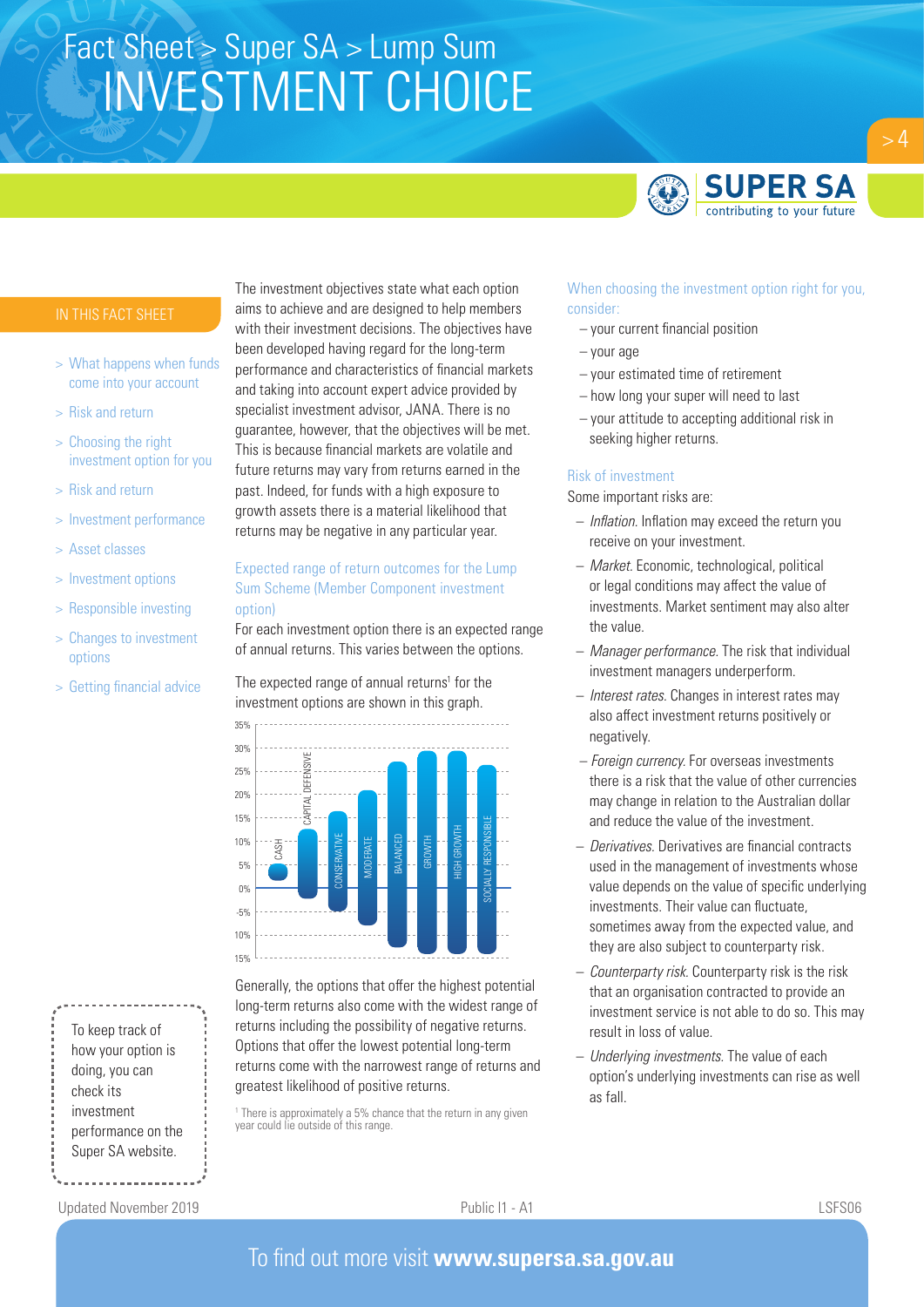# Fact Sheet > Super SA > Lump Sum
# INVESTMENT CHOICE

## IN THIS FACT SHEET

- > What happens when funds come into your account
- > Risk and Return
- > Choosing the right investment option for you
- > Risk and return
- > Investment performance
- > Asset classes
- > Investment options
- > Responsible investing
- > Changes to investment options
- > Getting financial advice

To keep track of how your option is doing, you can check its investment performance on the Super SA website.

The investment objectives state what each option aims to achieve and are designed to help members with their investment decisions. The objectives have been developed having regard for the long-term performance and characteristics of financial markets and taking into account expert advice provided by specialist investment advisor, JANA. There is no guarantee, however, that the objectives will be met. This is because financial markets are volatile and future returns may vary from returns earned in the past. Indeed, for funds with a high exposure to growth assets there is a material likelihood that returns may be negative in any particular year.

### Expected range of return outcomes for the Lump Sum Scheme (Member Component investment option)

For each investment option there is an expected range of annual returns. This varies between the options.

The expected range of annual returns[1] for the investment options are shown in this graph.

Generally, the options that offer the highest potential long-term returns also come with the widest range of returns including the possibility of negative returns. Options that offer the lowest potential long-term returns come with the narrowest range of returns and greatest likelihood of positive returns.

[1] There is approximately a 5% chance that the return in any given year could lie outside of this range.

### When choosing the investment option right for you, consider:

- your current financial position
- your age
- your estimated time of retirement
- how long your super will need to last
- your attitude to accepting additional risk in seeking higher returns.

### Risk of investment

Some important risks are:

- *Inflation.* Inflation may exceed the return you receive on your investment.
- *Market.* Economic, technological, political or legal conditions may affect the value of investments. Market sentiment may also alter the value.
- *Manager performance.* The risk that individual investment managers underperform.
- *Interest rates.* Changes in interest rates may also affect investment returns positively or negatively.
- *Foreign currency.* For overseas investments there is a risk that the value of other currencies may change in relation to the Australian dollar and reduce the value of the investment.
- *Derivatives.* Derivatives are financial contracts used in the management of investments whose value depends on the value of specific underlying investments. Their value can fluctuate, sometimes away from the expected value, and they are also subject to counterparty risk.
- *Counterparty risk.* Counterparty risk is the risk that an organisation contracted to provide an investment service is not able to do so. This may result in loss of value.
- *Underlying investments.* The value of each option's underlying investments can rise as well as fall.

Updated November 2019 Public I1 - A1 LSFS06

To find out more visit **www.supersa.sa.gov.au**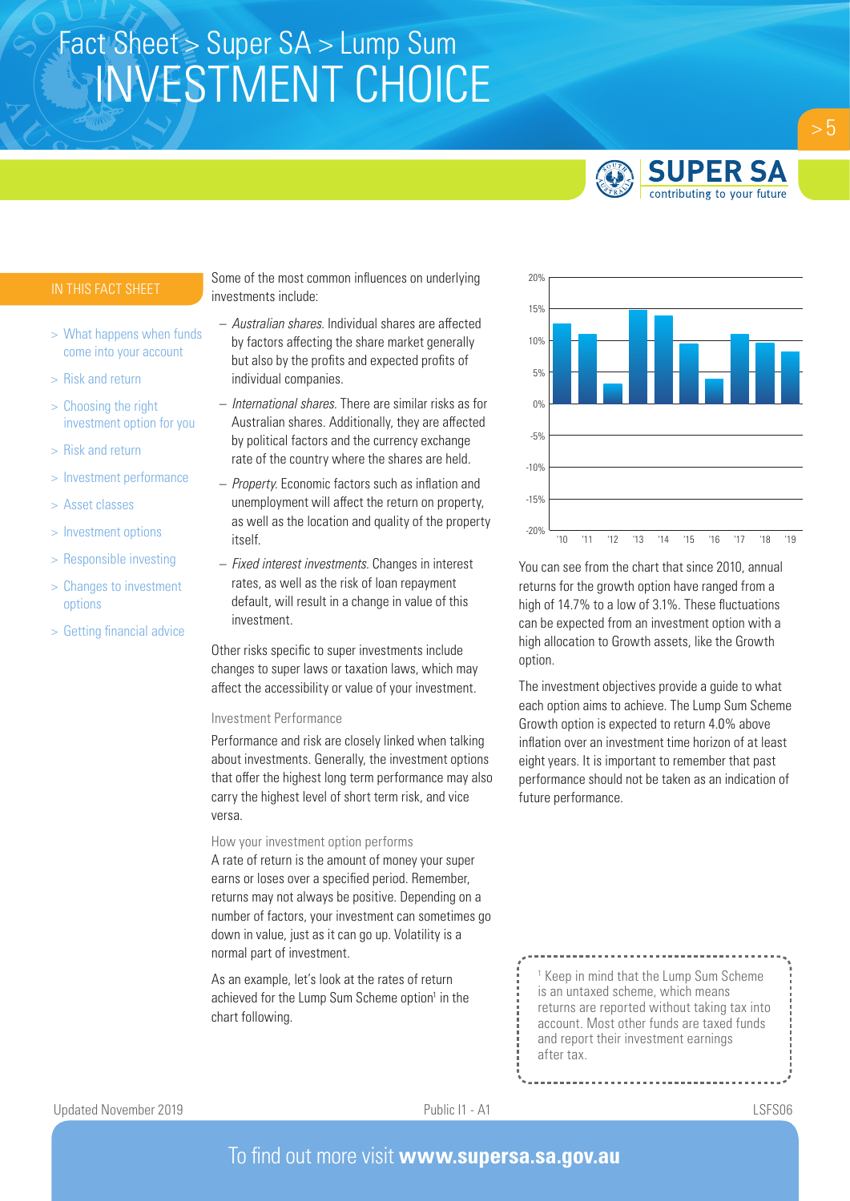# Fact Sheet > Super SA > Lump Sum

# INVESTMENT CHOICE

## IN THIS FACT SHEET

- > What happens when funds come into your account
- > Risk and return
- > Choosing the right investment option for you
- > Risk and return
- > Investment performance
- > Asset classes
- > Investment options
- > Responsible investing
- > Changes to investment options
- > Getting financial advice

Some of the most common influences on underlying investments include:

- *Australian shares.* Individual shares are affected by factors affecting the share market generally but also by the profits and expected profits of individual companies.
- *International shares.* There are similar risks as for Australian shares. Additionally, they are affected by political factors and the currency exchange rate of the country where the shares are held.
- *Property.* Economic factors such as inflation and unemployment will affect the return on property, as well as the location and quality of the property itself.
- *Fixed interest investments.* Changes in interest rates, as well as the risk of loan repayment default, will result in a change in value of this investment.

Other risks specific to super investments include changes to super laws or taxation laws, which may affect the accessibility or value of your investment.

### Investment Performance

Performance and risk are closely linked when talking about investments. Generally, the investment options that offer the highest long term performance may also carry the highest level of short term risk, and vice versa.

### How your investment option performs

A rate of return is the amount of money your super earns or loses over a specified period. Remember, returns may not always be positive. Depending on a number of factors, your investment can sometimes go down in value, just as it can go up. Volatility is a normal part of investment.

As an example, let's look at the rates of return achieved for the Lump Sum Scheme option[1] in the chart following.

You can see from the chart that since 2010, annual returns for the growth option have ranged from a high of 14.7% to a low of 3.1%. These fluctuations can be expected from an investment option with a high allocation to Growth assets, like the Growth option.

The investment objectives provide a guide to what each option aims to achieve. The Lump Sum Scheme Growth option is expected to return 4.0% above inflation over an investment time horizon of at least eight years. It is important to remember that past performance should not be taken as an indication of future performance.

[1] Keep in mind that the Lump Sum Scheme is an untaxed scheme, which means returns are reported without taking tax into account. Most other funds are taxed funds and report their investment earnings after tax.

Updated November 2019 | Public I1 - A1 | LSFS06

To find out more visit **www.supersa.sa.gov.au**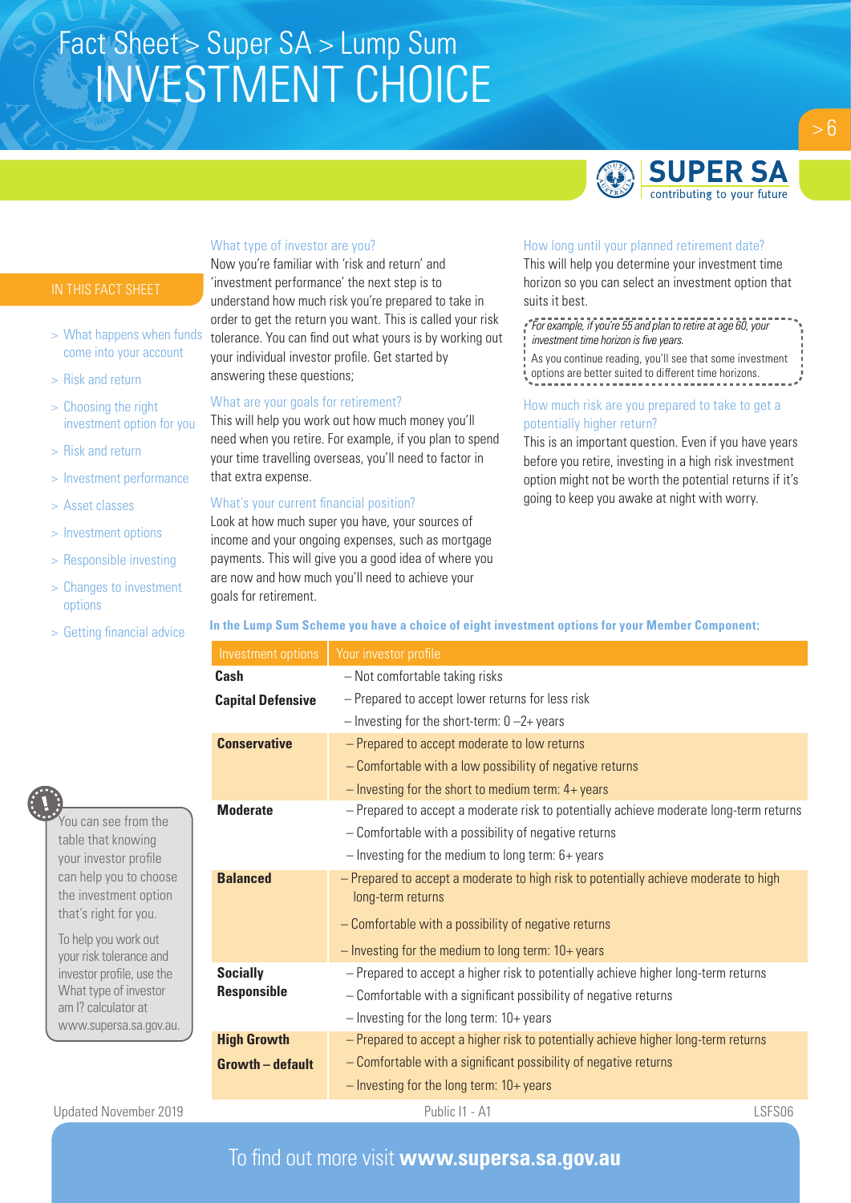# Fact Sheet > Super SA > Lump Sum
# INVESTMENT CHOICE

**IN THIS FACT SHEET**

- > What happens when funds come into your account
- > Risk and return
- > Choosing the right investment option for you
- > Risk and return
- > Investment performance
- > Asset classes
- > Investment options
- > Responsible investing
- > Changes to investment options
- > Getting financial advice

## What type of investor are you?

Now you're familiar with 'risk and return' and 'investment performance' the next step is to understand how much risk you're prepared to take in order to get the return you want. This is called your risk tolerance. You can find out what yours is by working out your individual investor profile. Get started by answering these questions;

### What are your goals for retirement?

This will help you work out how much money you'll need when you retire. For example, if you plan to spend your time travelling overseas, you'll need to factor in that extra expense.

### What's your current financial position?

Look at how much super you have, your sources of income and your ongoing expenses, such as mortgage payments. This will give you a good idea of where you are now and how much you'll need to achieve your goals for retirement.

### How long until your planned retirement date?

This will help you determine your investment time horizon so you can select an investment option that suits it best.

> *For example, if you're 55 and plan to retire at age 60, your investment time horizon is five years.*
>
> As you continue reading, you'll see that some investment options are better suited to different time horizons.

### How much risk are you prepared to take to get a potentially higher return?

This is an important question. Even if you have years before you retire, investing in a high risk investment option might not be worth the potential returns if it's going to keep you awake at night with worry.

**In the Lump Sum Scheme you have a choice of eight investment options for your Member Component:**

| Investment options | Your investor profile |
|---|---|
| **Cash**<br>**Capital Defensive** | – Not comfortable taking risks<br>– Prepared to accept lower returns for less risk<br>– Investing for the short-term: 0 –2+ years |
| **Conservative** | – Prepared to accept moderate to low returns<br>– Comfortable with a low possibility of negative returns<br>– Investing for the short to medium term: 4+ years |
| **Moderate** | – Prepared to accept a moderate risk to potentially achieve moderate long-term returns<br>– Comfortable with a possibility of negative returns<br>– Investing for the medium to long term: 6+ years |
| **Balanced** | – Prepared to accept a moderate to high risk to potentially achieve moderate to high long-term returns<br>– Comfortable with a possibility of negative returns<br>– Investing for the medium to long term: 10+ years |
| **Socially Responsible** | – Prepared to accept a higher risk to potentially achieve higher long-term returns<br>– Comfortable with a significant possibility of negative returns<br>– Investing for the long term: 10+ years |
| **High Growth**<br>**Growth – default** | – Prepared to accept a higher risk to potentially achieve higher long-term returns<br>– Comfortable with a significant possibility of negative returns<br>– Investing for the long term: 10+ years |

> You can see from the table that knowing your investor profile can help you to choose the investment option that's right for you.
>
> To help you work out your risk tolerance and investor profile, use the What type of investor am I? calculator at www.supersa.sa.gov.au.

Updated November 2019 | Public I1 - A1 | LSFS06

To find out more visit **www.supersa.sa.gov.au**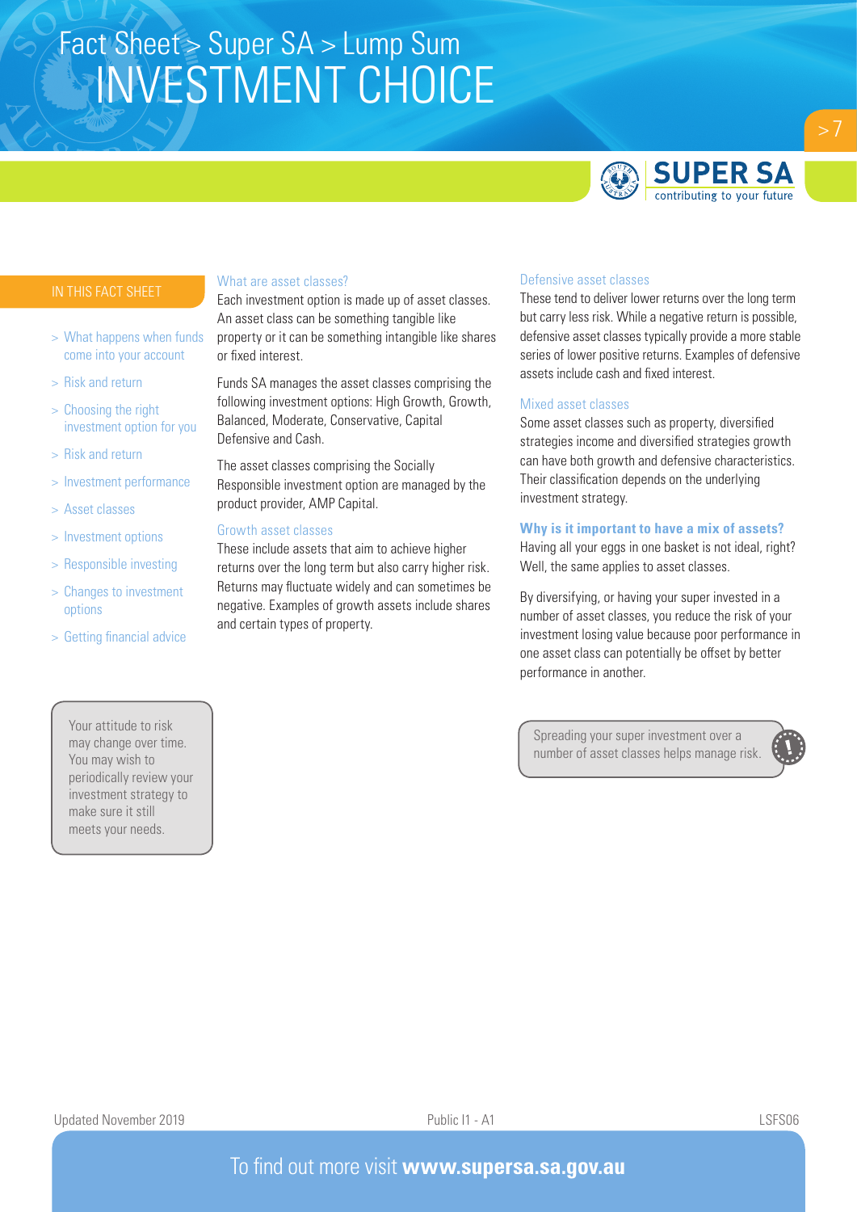# INVESTMENT CHOICE

IN THIS FACT SHEET

- > What happens when funds come into your account
- > Risk and return
- > Choosing the right investment option for you
- > Risk and return
- > Investment performance
- > Asset classes
- > Investment options
- > Responsible investing
- > Changes to investment options
- > Getting financial advice

Your attitude to risk may change over time. You may wish to periodically review your investment strategy to make sure it still meets your needs.

## What are asset classes?

Each investment option is made up of asset classes. An asset class can be something tangible like property or it can be something intangible like shares or fixed interest.

Funds SA manages the asset classes comprising the following investment options: High Growth, Growth, Balanced, Moderate, Conservative, Capital Defensive and Cash.

The asset classes comprising the Socially Responsible investment option are managed by the product provider, AMP Capital.

### Growth asset classes

These include assets that aim to achieve higher returns over the long term but also carry higher risk. Returns may fluctuate widely and can sometimes be negative. Examples of growth assets include shares and certain types of property.

### Defensive asset classes

These tend to deliver lower returns over the long term but carry less risk. While a negative return is possible, defensive asset classes typically provide a more stable series of lower positive returns. Examples of defensive assets include cash and fixed interest.

### Mixed asset classes

Some asset classes such as property, diversified strategies income and diversified strategies growth can have both growth and defensive characteristics. Their classification depends on the underlying investment strategy.

### Why is it important to have a mix of assets?

Having all your eggs in one basket is not ideal, right? Well, the same applies to asset classes.

By diversifying, or having your super invested in a number of asset classes, you reduce the risk of your investment losing value because poor performance in one asset class can potentially be offset by better performance in another.

Spreading your super investment over a number of asset classes helps manage risk.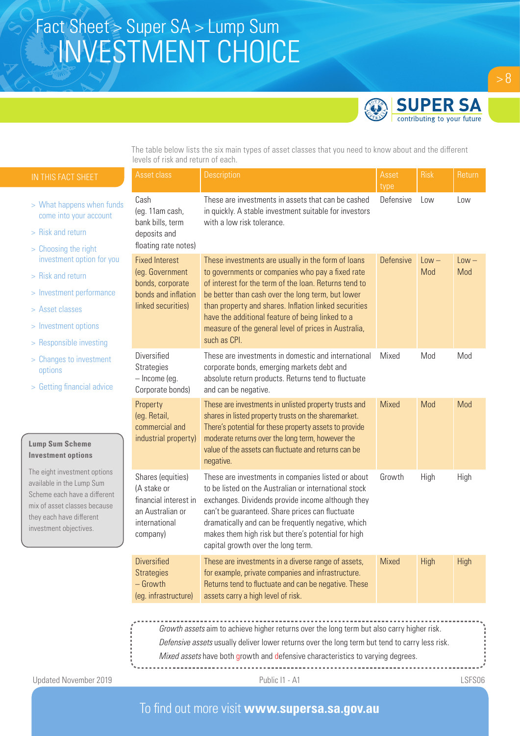# Fact Sheet > Super SA > Lump Sum
# INVESTMENT CHOICE

## IN THIS FACT SHEET

- > What happens when funds come into your account
- > Risk and return
- > Choosing the right investment option for you
- > Risk and return
- > Investment performance
- > Asset classes
- > Investment options
- > Responsible investing
- > Changes to investment options
- > Getting financial advice

**Lump Sum Scheme Investment options**

The eight investment options available in the Lump Sum Scheme each have a different mix of asset classes because they each have different investment objectives.

The table below lists the six main types of asset classes that you need to know about and the different levels of risk and return of each.

| Asset class | Description | Asset type | Risk | Return |
|---|---|---|---|---|
| Cash (eg. 11am cash, bank bills, term deposits and floating rate notes) | These are investments in assets that can be cashed in quickly. A stable investment suitable for investors with a low risk tolerance. | Defensive | Low | Low |
| Fixed Interest (eg. Government bonds, corporate bonds and inflation linked securities) | These investments are usually in the form of loans to governments or companies who pay a fixed rate of interest for the term of the loan. Returns tend to be better than cash over the long term, but lower than property and shares. Inflation linked securities have the additional feature of being linked to a measure of the general level of prices in Australia, such as CPI. | Defensive | Low – Mod | Low – Mod |
| Diversified Strategies – Income (eg. Corporate bonds) | These are investments in domestic and international corporate bonds, emerging markets debt and absolute return products. Returns tend to fluctuate and can be negative. | Mixed | Mod | Mod |
| Property (eg. Retail, commercial and industrial property) | These are investments in unlisted property trusts and shares in listed property trusts on the sharemarket. There's potential for these property assets to provide moderate returns over the long term, however the value of the assets can fluctuate and returns can be negative. | Mixed | Mod | Mod |
| Shares (equities) (A stake or financial interest in an Australian or international company) | These are investments in companies listed or about to be listed on the Australian or international stock exchanges. Dividends provide income although they can't be guaranteed. Share prices can fluctuate dramatically and can be frequently negative, which makes them high risk but there's potential for high capital growth over the long term. | Growth | High | High |
| Diversified Strategies – Growth (eg. infrastructure) | These are investments in a diverse range of assets, for example, private companies and infrastructure. Returns tend to fluctuate and can be negative. These assets carry a high level of risk. | Mixed | High | High |

*Growth assets* aim to achieve higher returns over the long term but also carry higher risk.
*Defensive assets* usually deliver lower returns over the long term but tend to carry less risk.
*Mixed assets* have both growth and defensive characteristics to varying degrees.

Updated November 2019 | Public I1 - A1 | LSFS06

To find out more visit **www.supersa.sa.gov.au**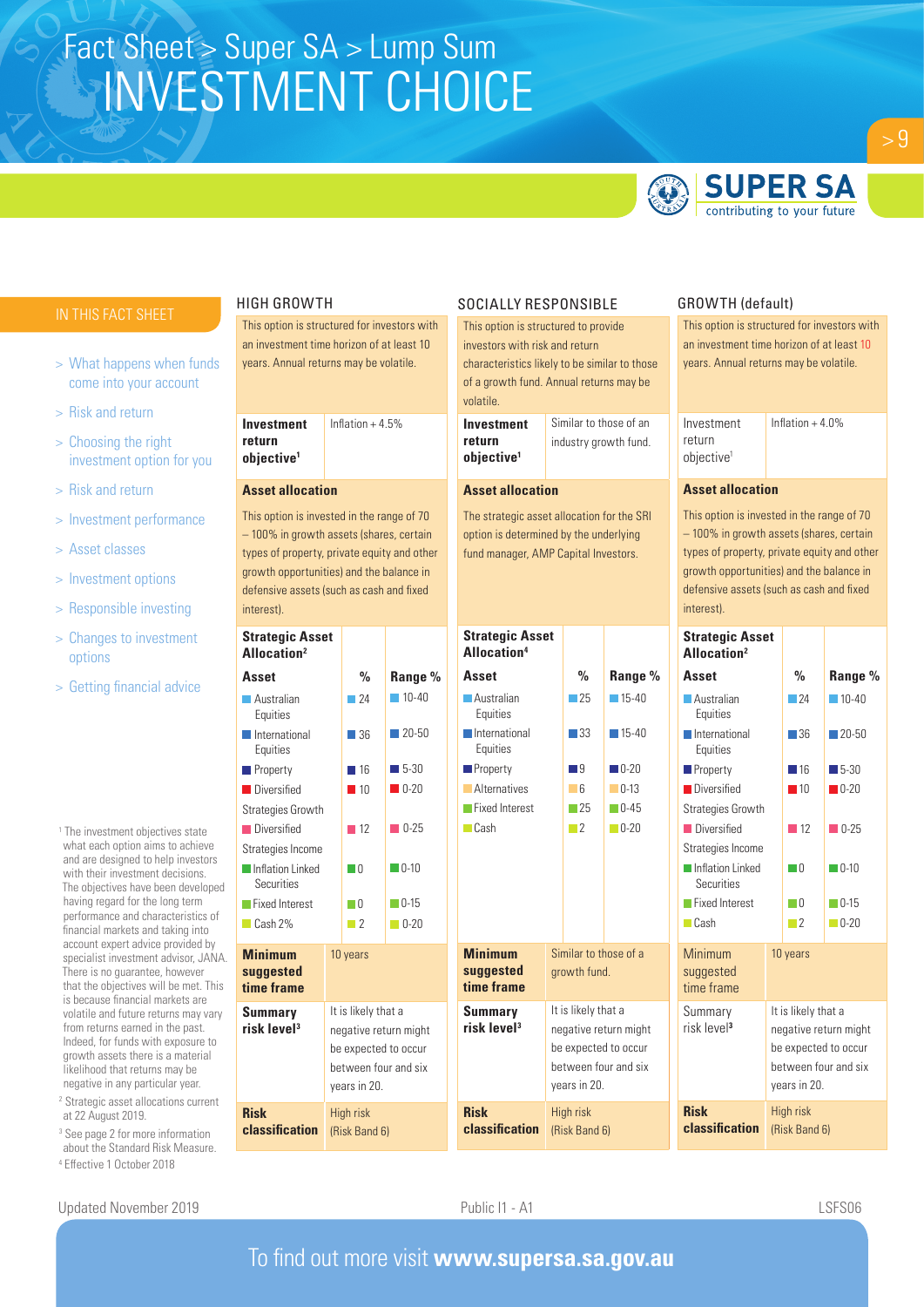# Fact Sheet > Super SA > Lump Sum
# INVESTMENT CHOICE

IN THIS FACT SHEET

- > What happens when funds come into your account
- > Risk and return
- > Choosing the right investment option for you
- > Risk and return
- > Investment performance
- > Asset classes
- > Investment options
- > Responsible investing
- > Changes to investment options
- > Getting financial advice

## HIGH GROWTH

This option is structured for investors with an investment time horizon of at least 10 years. Annual returns may be volatile.

| | |
|---|---|
| **Investment return objective**[1] | Inflation + 4.5% |

**Asset allocation**

This option is invested in the range of 70 – 100% in growth assets (shares, certain types of property, private equity and other growth opportunities) and the balance in defensive assets (such as cash and fixed interest).

| **Strategic Asset Allocation**[2] | | |
|---|---|---|
| **Asset** | **%** | **Range %** |
| Australian Equities | 24 | 10-40 |
| International Equities | 36 | 20-50 |
| Property | 16 | 5-30 |
| Diversified Strategies Growth | 10 | 0-20 |
| Diversified Strategies Income | 12 | 0-25 |
| Inflation Linked Securities | 0 | 0-10 |
| Fixed Interest | 0 | 0-15 |
| Cash 2% | 2 | 0-20 |

| | |
|---|---|
| **Minimum suggested time frame** | 10 years |
| **Summary risk level**[3] | It is likely that a negative return might be expected to occur between four and six years in 20. |
| **Risk classification** | High risk (Risk Band 6) |

## SOCIALLY RESPONSIBLE

This option is structured to provide investors with risk and return characteristics likely to be similar to those of a growth fund. Annual returns may be volatile.

| | |
|---|---|
| **Investment return objective**[1] | Similar to those of an industry growth fund. |

**Asset allocation**

The strategic asset allocation for the SRI option is determined by the underlying fund manager, AMP Capital Investors.

| **Strategic Asset Allocation**[4] | | |
|---|---|---|
| **Asset** | **%** | **Range %** |
| Australian Equities | 25 | 15-40 |
| International Equities | 33 | 15-40 |
| Property | 9 | 0-20 |
| Alternatives | 6 | 0-13 |
| Fixed Interest | 25 | 0-45 |
| Cash | 2 | 0-20 |

| | |
|---|---|
| **Minimum suggested time frame** | Similar to those of a growth fund. |
| **Summary risk level**[3] | It is likely that a negative return might be expected to occur between four and six years in 20. |
| **Risk classification** | High risk (Risk Band 6) |

## GROWTH (default)

This option is structured for investors with an investment time horizon of at least 10 years. Annual returns may be volatile.

| | |
|---|---|
| Investment return objective[1] | Inflation + 4.0% |

**Asset allocation**

This option is invested in the range of 70 – 100% in growth assets (shares, certain types of property, private equity and other growth opportunities) and the balance in defensive assets (such as cash and fixed interest).

| **Strategic Asset Allocation**[2] | | |
|---|---|---|
| **Asset** | **%** | **Range %** |
| Australian Equities | 24 | 10-40 |
| International Equities | 36 | 20-50 |
| Property | 16 | 5-30 |
| Diversified Strategies Growth | 10 | 0-20 |
| Diversified Strategies Income | 12 | 0-25 |
| Inflation Linked Securities | 0 | 0-10 |
| Fixed Interest | 0 | 0-15 |
| Cash | 2 | 0-20 |

| | |
|---|---|
| Minimum suggested time frame | 10 years |
| Summary risk level[3] | It is likely that a negative return might be expected to occur between four and six years in 20. |
| **Risk classification** | High risk (Risk Band 6) |

[1] The investment objectives state what each option aims to achieve and are designed to help investors with their investment decisions. The objectives have been developed having regard for the long term performance and characteristics of financial markets and taking into account expert advice provided by specialist investment advisor, JANA. There is no guarantee, however that the objectives will be met. This is because financial markets are volatile and future returns may vary from returns earned in the past. Indeed, for funds with exposure to growth assets there is a material likelihood that returns may be negative in any particular year.

[2] Strategic asset allocations current at 22 August 2019.

[3] See page 2 for more information about the Standard Risk Measure.

[4] Effective 1 October 2018

Updated November 2019 | Public I1 - A1 | LSFS06

To find out more visit **www.supersa.sa.gov.au**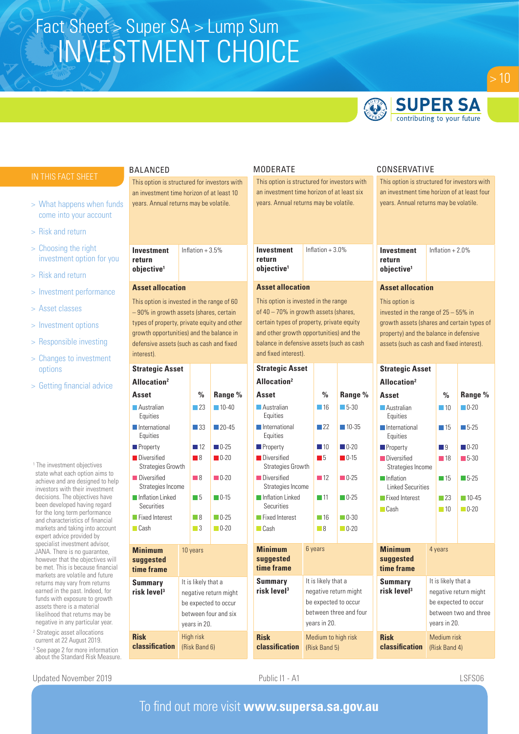# Fact Sheet > Super SA > Lump Sum
# INVESTMENT CHOICE

**SUPER SA** contributing to your future

## IN THIS FACT SHEET

- > What happens when funds come into your account
- > Risk and return
- > Choosing the right investment option for you
- > Risk and return
- > Investment performance
- > Asset classes
- > Investment options
- > Responsible investing
- > Changes to investment options
- > Getting financial advice

## BALANCED

This option is structured for investors with an investment time horizon of at least 10 years. Annual returns may be volatile.

**Investment return objective[1]**: Inflation + 3.5%

**Asset allocation**

This option is invested in the range of 60 – 90% in growth assets (shares, certain types of property, private equity and other growth opportunities) and the balance in defensive assets (such as cash and fixed interest).

**Strategic Asset Allocation[2]**

| Asset | % | Range % |
|---|---|---|
| Australian Equities | 23 | 10-40 |
| International Equities | 33 | 20-45 |
| Property | 12 | 0-25 |
| Diversified Strategies Growth | 8 | 0-20 |
| Diversified Strategies Income | 8 | 0-20 |
| Inflation Linked Securities | 5 | 0-15 |
| Fixed Interest | 8 | 0-25 |
| Cash | 3 | 0-20 |

**Minimum suggested time frame**: 10 years

**Summary risk level[3]**: It is likely that a negative return might be expected to occur between four and six years in 20.

**Risk classification**: High risk (Risk Band 6)

## MODERATE

This option is structured for investors with an investment time horizon of at least six years. Annual returns may be volatile.

**Investment return objective[1]**: Inflation + 3.0%

**Asset allocation**

This option is invested in the range of 40 – 70% in growth assets (shares, certain types of property, private equity and other growth opportunities) and the balance in defensive assets (such as cash and fixed interest).

**Strategic Asset Allocation[2]**

| Asset | % | Range % |
|---|---|---|
| Australian Equities | 16 | 5-30 |
| International Equities | 22 | 10-35 |
| Property | 10 | 0-20 |
| Diversified Strategies Growth | 5 | 0-15 |
| Diversified Strategies Income | 12 | 0-25 |
| Inflation Linked Securities | 11 | 0-25 |
| Fixed Interest | 16 | 0-30 |
| Cash | 8 | 0-20 |

**Minimum suggested time frame**: 6 years

**Summary risk level[3]**: It is likely that a negative return might be expected to occur between three and four years in 20.

**Risk classification**: Medium to high risk (Risk Band 5)

## CONSERVATIVE

This option is structured for investors with an investment time horizon of at least four years. Annual returns may be volatile.

**Investment return objective[1]**: Inflation + 2.0%

**Asset allocation**

This option is invested in the range of 25 – 55% in growth assets (shares and certain types of property) and the balance in defensive assets (such as cash and fixed interest).

**Strategic Asset Allocation[2]**

| Asset | % | Range % |
|---|---|---|
| Australian Equities | 10 | 0-20 |
| International Equities | 15 | 5-25 |
| Property | 9 | 0-20 |
| Diversified Strategies Income | 18 | 5-30 |
| Inflation Linked Securities | 15 | 5-25 |
| Fixed Interest | 23 | 10-45 |
| Cash | 10 | 0-20 |

**Minimum suggested time frame**: 4 years

**Summary risk level[3]**: It is likely that a negative return might be expected to occur between two and three years in 20.

**Risk classification**: Medium risk (Risk Band 4)

---

[1] The investment objectives state what each option aims to achieve and are designed to help investors with their investment decisions. The objectives have been developed having regard for the long term performance and characteristics of financial markets and taking into account expert advice provided by specialist investment advisor, JANA. There is no guarantee, however that the objectives will be met. This is because financial markets are volatile and future returns may vary from returns earned in the past. Indeed, for funds with exposure to growth assets there is a material likelihood that returns may be negative in any particular year.

[2] Strategic asset allocations current at 22 August 2019.

[3] See page 2 for more information about the Standard Risk Measure.

Updated November 2019 | Public I1 - A1 | LSFS06

To find out more visit **www.supersa.sa.gov.au**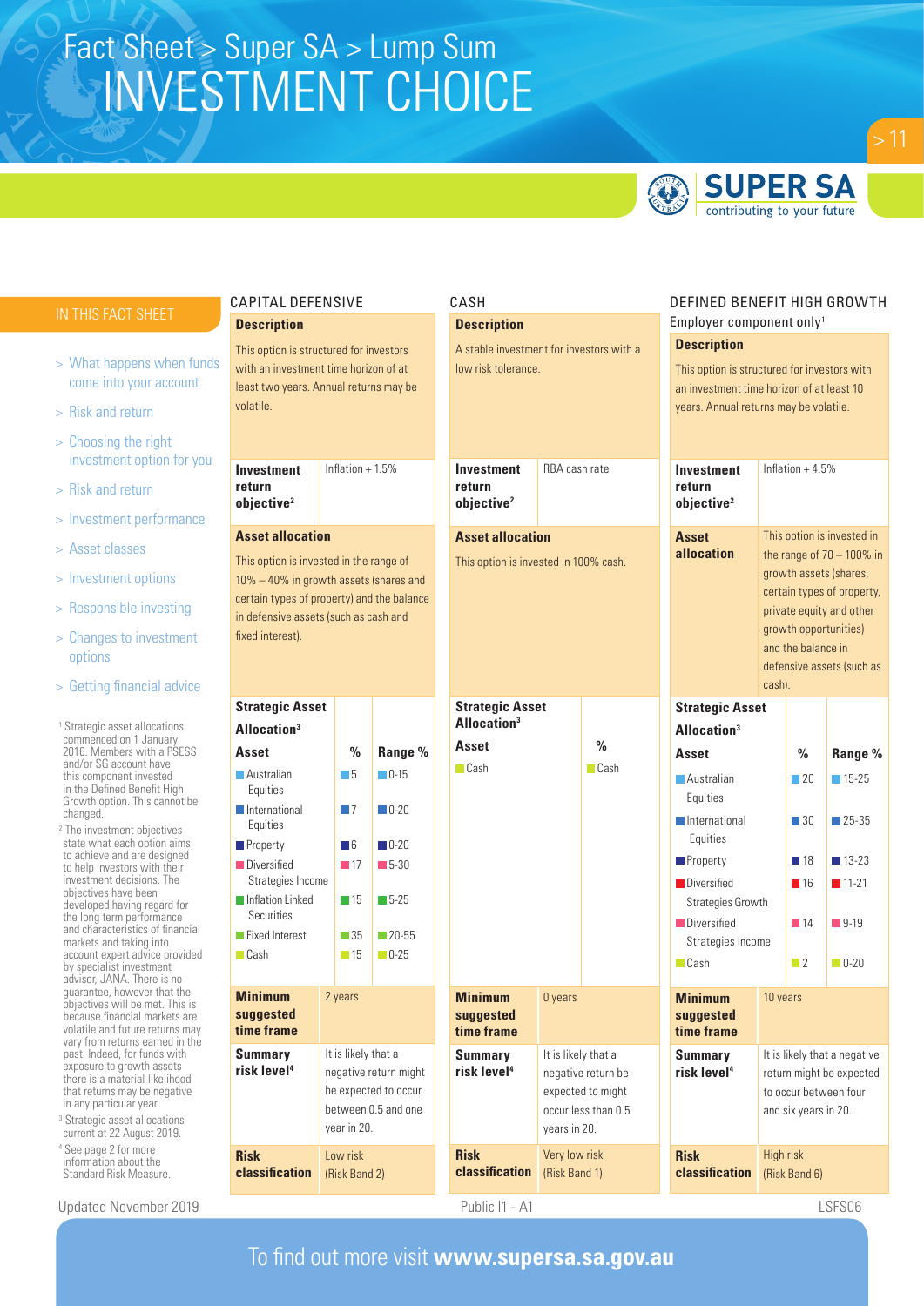# Fact Sheet > Super SA > Lump Sum
# INVESTMENT CHOICE

## IN THIS FACT SHEET

- > What happens when funds come into your account
- > Risk and return
- > Choosing the right investment option for you
- > Risk and return
- > Investment performance
- > Asset classes
- > Investment options
- > Responsible investing
- > Changes to investment options
- > Getting financial advice

[1] Strategic asset allocations commenced on 1 January 2016. Members with a PSESS and/or SG account have this component invested in the Defined Benefit High Growth option. This cannot be changed.

[2] The investment objectives state what each option aims to achieve and are designed to help investors with their investment decisions. The objectives have been developed having regard for the long term performance and characteristics of financial markets and taking into account expert advice provided by specialist investment advisor, JANA. There is no guarantee, however that the objectives will be met. This is because financial markets are volatile and future returns may vary from returns earned in the past. Indeed, for funds with exposure to growth assets there is a material likelihood that returns may be negative in any particular year.

[3] Strategic asset allocations current at 22 August 2019.

[4] See page 2 for more information about the Standard Risk Measure.

## CAPITAL DEFENSIVE

**Description**

This option is structured for investors with an investment time horizon of at least two years. Annual returns may be volatile.

**Investment return objective[2]**: Inflation + 1.5%

**Asset allocation**

This option is invested in the range of 10% – 40% in growth assets (shares and certain types of property) and the balance in defensive assets (such as cash and fixed interest).

**Strategic Asset Allocation[3]**

| Asset | % | Range % |
|---|---|---|
| Australian Equities | 5 | 0-15 |
| International Equities | 7 | 0-20 |
| Property | 6 | 0-20 |
| Diversified Strategies Income | 17 | 5-30 |
| Inflation Linked Securities | 15 | 5-25 |
| Fixed Interest | 35 | 20-55 |
| Cash | 15 | 0-25 |

**Minimum suggested time frame**: 2 years

**Summary risk level[4]**: It is likely that a negative return might be expected to occur between 0.5 and one year in 20.

**Risk classification**: Low risk (Risk Band 2)

## CASH

**Description**

A stable investment for investors with a low risk tolerance.

**Investment return objective[2]**: RBA cash rate

**Asset allocation**

This option is invested in 100% cash.

**Strategic Asset Allocation[3]**

| Asset | % |
|---|---|
| Cash | Cash |

**Minimum suggested time frame**: 0 years

**Summary risk level[4]**: It is likely that a negative return be expected to might occur less than 0.5 years in 20.

**Risk classification**: Very low risk (Risk Band 1)

## DEFINED BENEFIT HIGH GROWTH

Employer component only[1]

**Description**

This option is structured for investors with an investment time horizon of at least 10 years. Annual returns may be volatile.

**Investment return objective[2]**: Inflation + 4.5%

**Asset allocation**: This option is invested in the range of 70 – 100% in growth assets (shares, certain types of property, private equity and other growth opportunities) and the balance in defensive assets (such as cash).

**Strategic Asset Allocation[3]**

| Asset | % | Range % |
|---|---|---|
| Australian Equities | 20 | 15-25 |
| International Equities | 30 | 25-35 |
| Property | 18 | 13-23 |
| Diversified Strategies Growth | 16 | 11-21 |
| Diversified Strategies Income | 14 | 9-19 |
| Cash | 2 | 0-20 |

**Minimum suggested time frame**: 10 years

**Summary risk level[4]**: It is likely that a negative return might be expected to occur between four and six years in 20.

**Risk classification**: High risk (Risk Band 6)

Updated November 2019

Public I1 - A1

LSFS06

To find out more visit **www.supersa.sa.gov.au**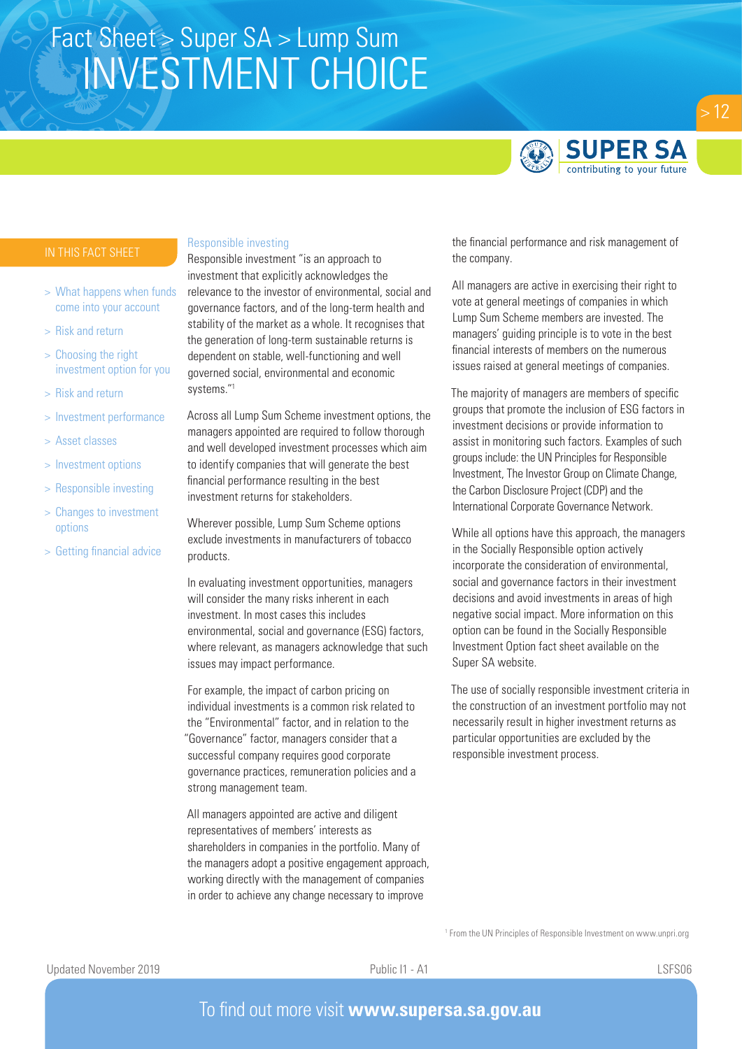# Fact Sheet > Super SA > Lump Sum
# INVESTMENT CHOICE

IN THIS FACT SHEET

- > What happens when funds come into your account
- > Risk and return
- > Choosing the right investment option for you
- > Risk and return
- > Investment performance
- > Asset classes
- > Investment options
- > Responsible investing
- > Changes to investment options
- > Getting financial advice

## Responsible investing

Responsible investment "is an approach to investment that explicitly acknowledges the relevance to the investor of environmental, social and governance factors, and of the long-term health and stability of the market as a whole. It recognises that the generation of long-term sustainable returns is dependent on stable, well-functioning and well governed social, environmental and economic systems."[1]

Across all Lump Sum Scheme investment options, the managers appointed are required to follow thorough and well developed investment processes which aim to identify companies that will generate the best financial performance resulting in the best investment returns for stakeholders.

Wherever possible, Lump Sum Scheme options exclude investments in manufacturers of tobacco products.

In evaluating investment opportunities, managers will consider the many risks inherent in each investment. In most cases this includes environmental, social and governance (ESG) factors, where relevant, as managers acknowledge that such issues may impact performance.

For example, the impact of carbon pricing on individual investments is a common risk related to the "Environmental" factor, and in relation to the "Governance" factor, managers consider that a successful company requires good corporate governance practices, remuneration policies and a strong management team.

All managers appointed are active and diligent representatives of members' interests as shareholders in companies in the portfolio. Many of the managers adopt a positive engagement approach, working directly with the management of companies in order to achieve any change necessary to improve the financial performance and risk management of the company.

All managers are active in exercising their right to vote at general meetings of companies in which Lump Sum Scheme members are invested. The managers' guiding principle is to vote in the best financial interests of members on the numerous issues raised at general meetings of companies.

The majority of managers are members of specific groups that promote the inclusion of ESG factors in investment decisions or provide information to assist in monitoring such factors. Examples of such groups include: the UN Principles for Responsible Investment, The Investor Group on Climate Change, the Carbon Disclosure Project (CDP) and the International Corporate Governance Network.

While all options have this approach, the managers in the Socially Responsible option actively incorporate the consideration of environmental, social and governance factors in their investment decisions and avoid investments in areas of high negative social impact. More information on this option can be found in the Socially Responsible Investment Option fact sheet available on the Super SA website.

The use of socially responsible investment criteria in the construction of an investment portfolio may not necessarily result in higher investment returns as particular opportunities are excluded by the responsible investment process.

[1] From the UN Principles of Responsible Investment on www.unpri.org

Updated November 2019 | Public I1 - A1 | LSFS06

To find out more visit **www.supersa.sa.gov.au**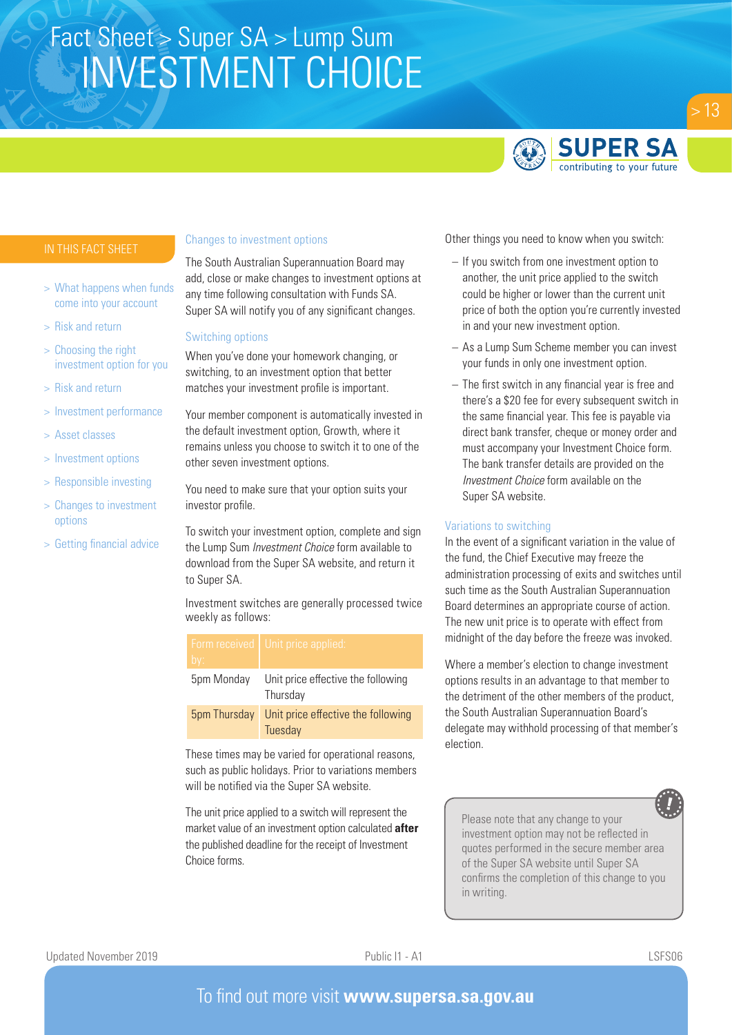# Fact Sheet > Super SA > Lump Sum

# INVESTMENT CHOICE

IN THIS FACT SHEET

- > What happens when funds come into your account
- > Risk and return
- > Choosing the right investment option for you
- > Risk and return
- > Investment performance
- > Asset classes
- > Investment options
- > Responsible investing
- > Changes to investment options
- > Getting financial advice

## Changes to investment options

The South Australian Superannuation Board may add, close or make changes to investment options at any time following consultation with Funds SA. Super SA will notify you of any significant changes.

## Switching options

When you've done your homework changing, or switching, to an investment option that better matches your investment profile is important.

Your member component is automatically invested in the default investment option, Growth, where it remains unless you choose to switch it to one of the other seven investment options.

You need to make sure that your option suits your investor profile.

To switch your investment option, complete and sign the Lump Sum *Investment Choice* form available to download from the Super SA website, and return it to Super SA.

Investment switches are generally processed twice weekly as follows:

| Form received by: | Unit price applied: |
|---|---|
| 5pm Monday | Unit price effective the following Thursday |
| 5pm Thursday | Unit price effective the following Tuesday |

These times may be varied for operational reasons, such as public holidays. Prior to variations members will be notified via the Super SA website.

The unit price applied to a switch will represent the market value of an investment option calculated **after** the published deadline for the receipt of Investment Choice forms.

Other things you need to know when you switch:

- If you switch from one investment option to another, the unit price applied to the switch could be higher or lower than the current unit price of both the option you're currently invested in and your new investment option.
- As a Lump Sum Scheme member you can invest your funds in only one investment option.
- The first switch in any financial year is free and there's a $20 fee for every subsequent switch in the same financial year. This fee is payable via direct bank transfer, cheque or money order and must accompany your Investment Choice form. The bank transfer details are provided on the *Investment Choice* form available on the Super SA website.

## Variations to switching

In the event of a significant variation in the value of the fund, the Chief Executive may freeze the administration processing of exits and switches until such time as the South Australian Superannuation Board determines an appropriate course of action. The new unit price is to operate with effect from midnight of the day before the freeze was invoked.

Where a member's election to change investment options results in an advantage to that member to the detriment of the other members of the product, the South Australian Superannuation Board's delegate may withhold processing of that member's election.

> Please note that any change to your investment option may not be reflected in quotes performed in the secure member area of the Super SA website until Super SA confirms the completion of this change to you in writing.

Updated November 2019 | Public I1 - A1 | LSFS06

To find out more visit **www.supersa.sa.gov.au**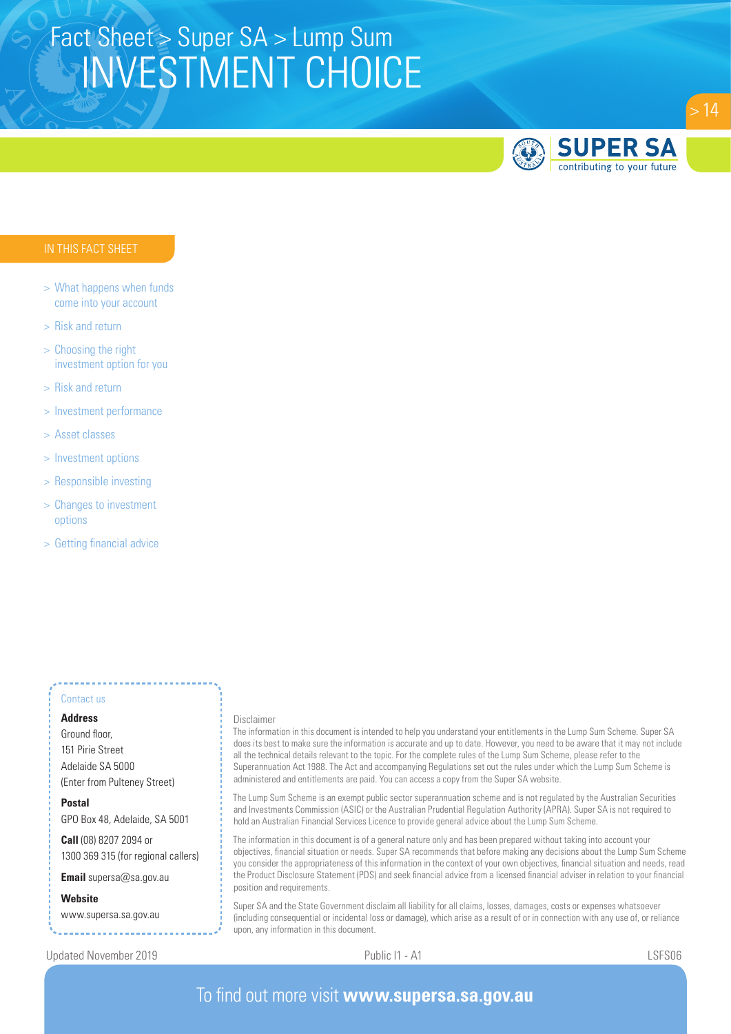# Fact Sheet > Super SA > Lump Sum

# INVESTMENT CHOICE

SUPER SA
contributing to your future

## IN THIS FACT SHEET

- > What happens when funds come into your account
- > Risk and return
- > Choosing the right investment option for you
- > Risk and return
- > Investment performance
- > Asset classes
- > Investment options
- > Responsible investing
- > Changes to investment options
- > Getting financial advice

Contact us

**Address**
Ground floor,
151 Pirie Street
Adelaide SA 5000
(Enter from Pulteney Street)

**Postal**
GPO Box 48, Adelaide, SA 5001

**Call** (08) 8207 2094 or
1300 369 315 (for regional callers)

**Email** supersa@sa.gov.au

**Website**
www.supersa.sa.gov.au

Disclaimer

The information in this document is intended to help you understand your entitlements in the Lump Sum Scheme. Super SA does its best to make sure the information is accurate and up to date. However, you need to be aware that it may not include all the technical details relevant to the topic. For the complete rules of the Lump Sum Scheme, please refer to the Superannuation Act 1988. The Act and accompanying Regulations set out the rules under which the Lump Sum Scheme is administered and entitlements are paid. You can access a copy from the Super SA website.

The Lump Sum Scheme is an exempt public sector superannuation scheme and is not regulated by the Australian Securities and Investments Commission (ASIC) or the Australian Prudential Regulation Authority (APRA). Super SA is not required to hold an Australian Financial Services Licence to provide general advice about the Lump Sum Scheme.

The information in this document is of a general nature only and has been prepared without taking into account your objectives, financial situation or needs. Super SA recommends that before making any decisions about the Lump Sum Scheme you consider the appropriateness of this information in the context of your own objectives, financial situation and needs, read the Product Disclosure Statement (PDS) and seek financial advice from a licensed financial adviser in relation to your financial position and requirements.

Super SA and the State Government disclaim all liability for all claims, losses, damages, costs or expenses whatsoever (including consequential or incidental loss or damage), which arise as a result of or in connection with any use of, or reliance upon, any information in this document.

Updated November 2019

Public I1 - A1

LSFS06

To find out more visit **www.supersa.sa.gov.au**